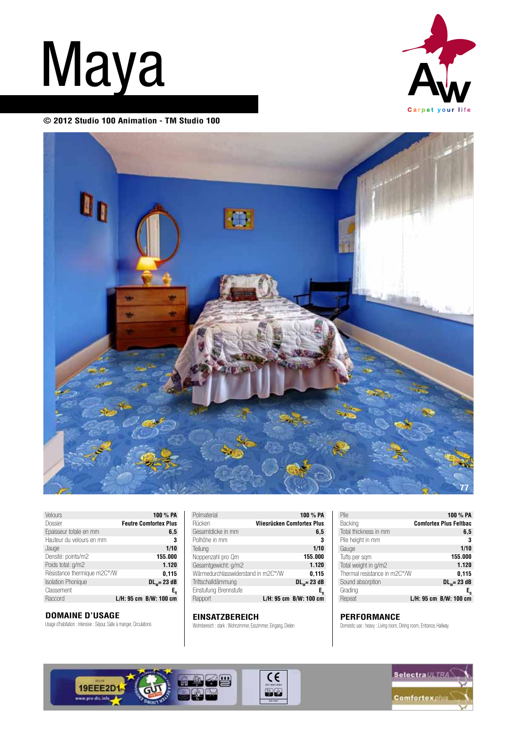# Maya

**© 2012 Studio 100 Animation - TM Studio 100**

Carpet your life

77

| | |
|---|---|
| Velours | **100 % PA** |
| Dossier | **Feutre Comfortex Plus** |
| Epaisseur totale en mm | **6,5** |
| Hauteur du velours en mm | **3** |
| Jauge | **1/10** |
| Densité: points/m2 | **155.000** |
| Poids total: g/m2 | **1.120** |
| Résistance thermique m2C°/W | **0,115** |
| Isolation Phonique | **$DL_w$= 23 dB** |
| Classement | **$E_{fl}$** |
| Raccord | **L/H: 95 cm B/W: 100 cm** |

## DOMAINE D'USAGE

Usage d'habitation : intensive : Séjour, Salle à manger, Circulations

| | |
|---|---|
| Polmaterial | **100 % PA** |
| Rücken | **Vliesrücken Comfortex Plus** |
| Gesamtdicke in mm | **6,5** |
| Polhöhe in mm | **3** |
| Teilung | **1/10** |
| Noppenzahl pro Qm | **155.000** |
| Gesamtgewicht: g/m2 | **1.120** |
| Wärmedurchlasswiderstand in m2C°/W | **0,115** |
| Trittschalldämmung | **$DL_w$= 23 dB** |
| Einstufung Brennstufe | **$E_{fl}$** |
| Rapport | **L/H: 95 cm B/W: 100 cm** |

## EINSATZBEREICH

Wohnbereich : stark : Wohnzimmer, Esszimmer, Eingang, Dielen

| | |
|---|---|
| Pile | **100 % PA** |
| Backing | **Comfortex Plus Feltbac** |
| Total thickness in mm | **6,5** |
| Pile height in mm | **3** |
| Gauge | **1/10** |
| Tufts per sqm | **155.000** |
| Total weight in g/m2 | **1.120** |
| Thermal resistance in m2C°/W | **0,115** |
| Sound absorption | **$DL_w$= 23 dB** |
| Grading | **$E_{fl}$** |
| Repeat | **L/H: 95 cm B/W: 100 cm** |

## PERFORMANCE

Domestic use : heavy : Living room, Dining room, Entrance, Hallway

19EEE2D1 www.pro-dis.info

GUT TESTED

CE EN 14041:2004 EN 1307

SelectraULTRA

Comfortexplus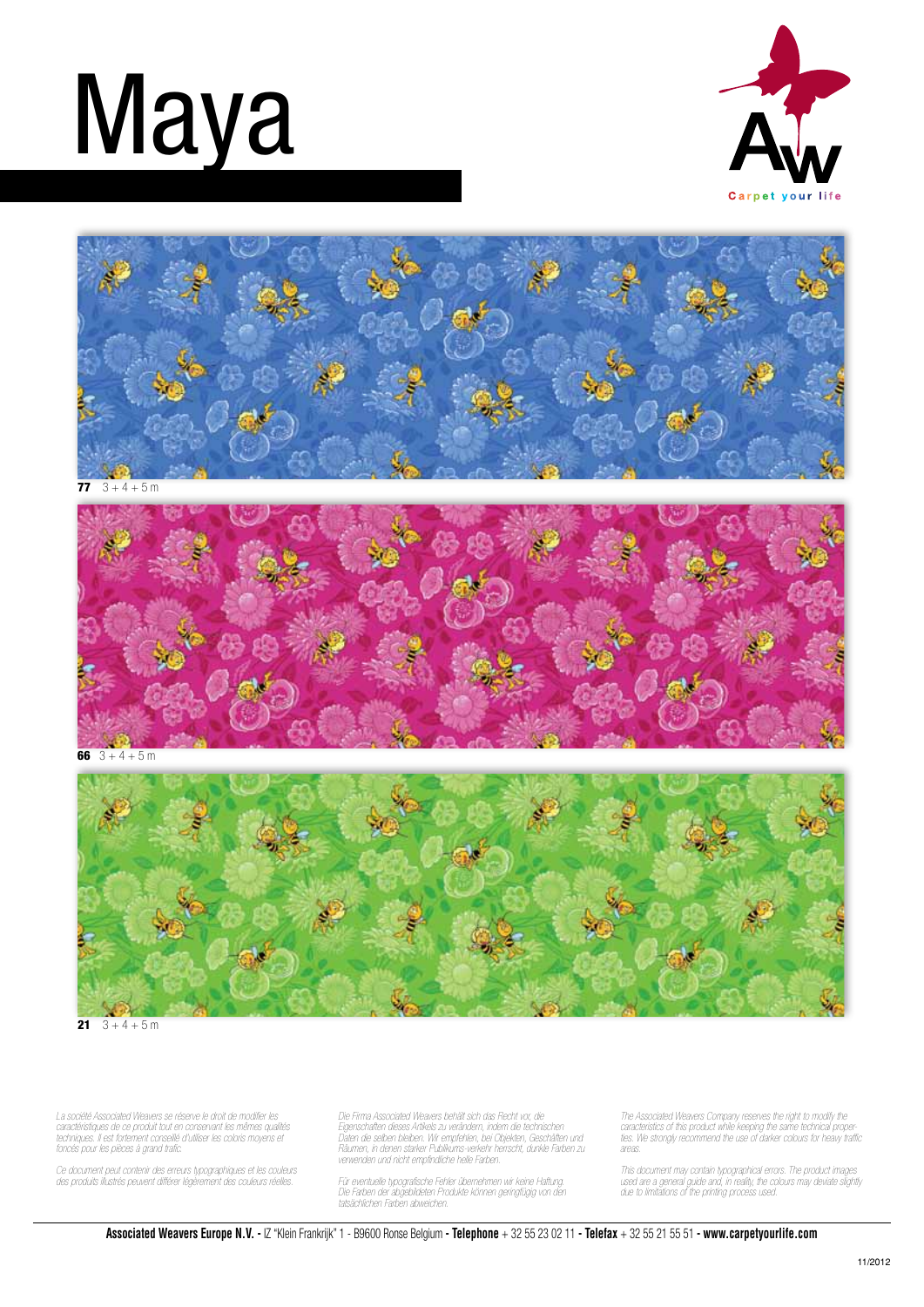# Maya

Carpet your life

**77** 3 + 4 + 5 m

**66** 3 + 4 + 5 m

**21** 3 + 4 + 5 m

*La société Associated Weavers se réserve le droit de modifier les caractéristiques de ce produit tout en conservant les mêmes qualités techniques. Il est fortement conseillé d'utiliser les coloris moyens et foncés pour les pièces à grand trafic.*

*Ce document peut contenir des erreurs typographiques et les couleurs des produits illustrés peuvent différer légèrement des couleurs réelles.*

*Die Firma Associated Weavers behält sich das Recht vor, die Eigenschaften dieses Artikels zu verändern, indem die technischen Daten die selben bleiben. Wir empfehlen, bei Objekten, Geschäften und Räumen, in denen starker Publikums-verkehr herrscht, dunkle Farben zu verwenden und nicht empfindliche helle Farben.*

*Für eventuelle typografische Fehler übernehmen wir keine Haftung. Die Farben der abgebildeten Produkte können geringfügig von den tatsächlichen Farben abweichen.*

*The Associated Weavers Company reserves the right to modify the caracteristics of this product while keeping the same technical properties. We strongly recommend the use of darker colours for heavy traffic areas.*

*This document may contain typographical errors. The product images used are a general guide and, in reality, the colours may deviate slightly due to limitations of the printing process used.*

**Associated Weavers Europe N.V. -** IZ "Klein Frankrijk" 1 - B9600 Ronse Belgium **- Telephone** + 32 55 23 02 11 **- Telefax** + 32 55 21 55 51 **- www.carpetyourlife.com**

11/2012